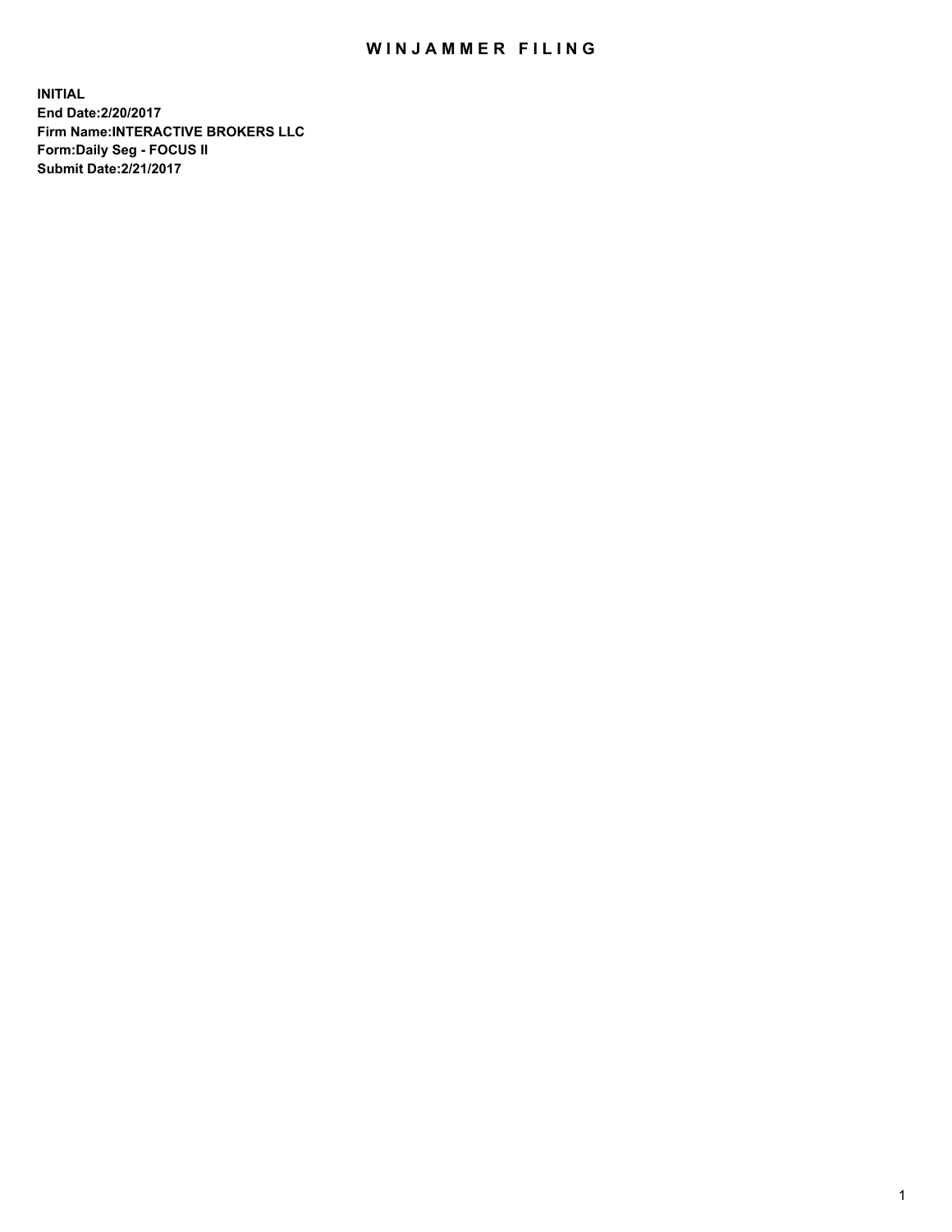# WINJAMMER FILING

**INITIAL**
**End Date:2/20/2017**
**Firm Name:INTERACTIVE BROKERS LLC**
**Form:Daily Seg - FOCUS II**
**Submit Date:2/21/2017**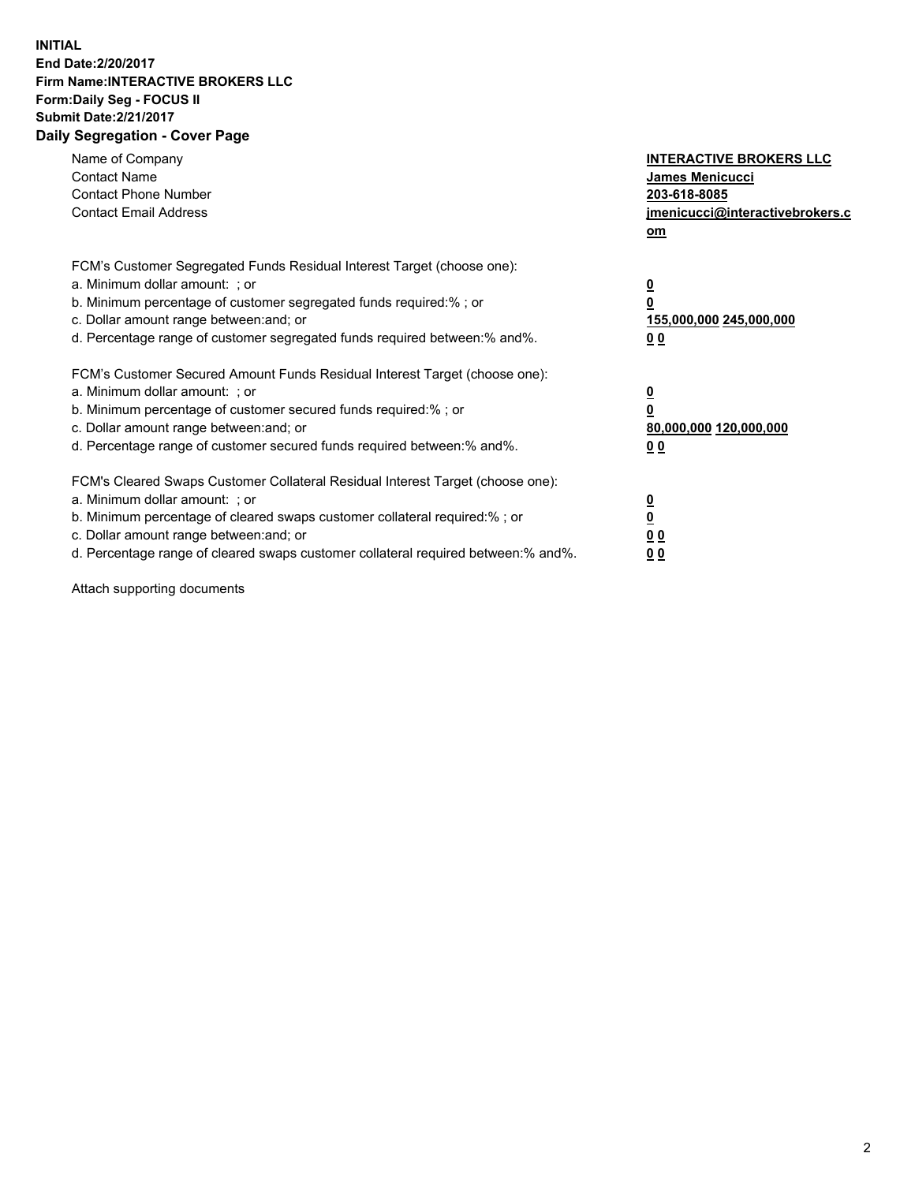**INITIAL**
**End Date:2/20/2017**
**Firm Name:INTERACTIVE BROKERS LLC**
**Form:Daily Seg - FOCUS II**
**Submit Date:2/21/2017**
**Daily Segregation - Cover Page**

| | |
|---|---|
| Name of Company | **INTERACTIVE BROKERS LLC** |
| Contact Name | **James Menicucci** |
| Contact Phone Number | **203-618-8085** |
| Contact Email Address | **jmenicucci@interactivebrokers.com** |

| | |
|---|---|
| FCM's Customer Segregated Funds Residual Interest Target (choose one): | |
| a. Minimum dollar amount: ; or | **0** |
| b. Minimum percentage of customer segregated funds required:% ; or | **0** |
| c. Dollar amount range between:and; or | **155,000,000 245,000,000** |
| d. Percentage range of customer segregated funds required between:% and%. | **0 0** |
| FCM's Customer Secured Amount Funds Residual Interest Target (choose one): | |
| a. Minimum dollar amount: ; or | **0** |
| b. Minimum percentage of customer secured funds required:% ; or | **0** |
| c. Dollar amount range between:and; or | **80,000,000 120,000,000** |
| d. Percentage range of customer secured funds required between:% and%. | **0 0** |
| FCM's Cleared Swaps Customer Collateral Residual Interest Target (choose one): | |
| a. Minimum dollar amount: ; or | **0** |
| b. Minimum percentage of cleared swaps customer collateral required:% ; or | **0** |
| c. Dollar amount range between:and; or | **0 0** |
| d. Percentage range of cleared swaps customer collateral required between:% and%. | **0 0** |

Attach supporting documents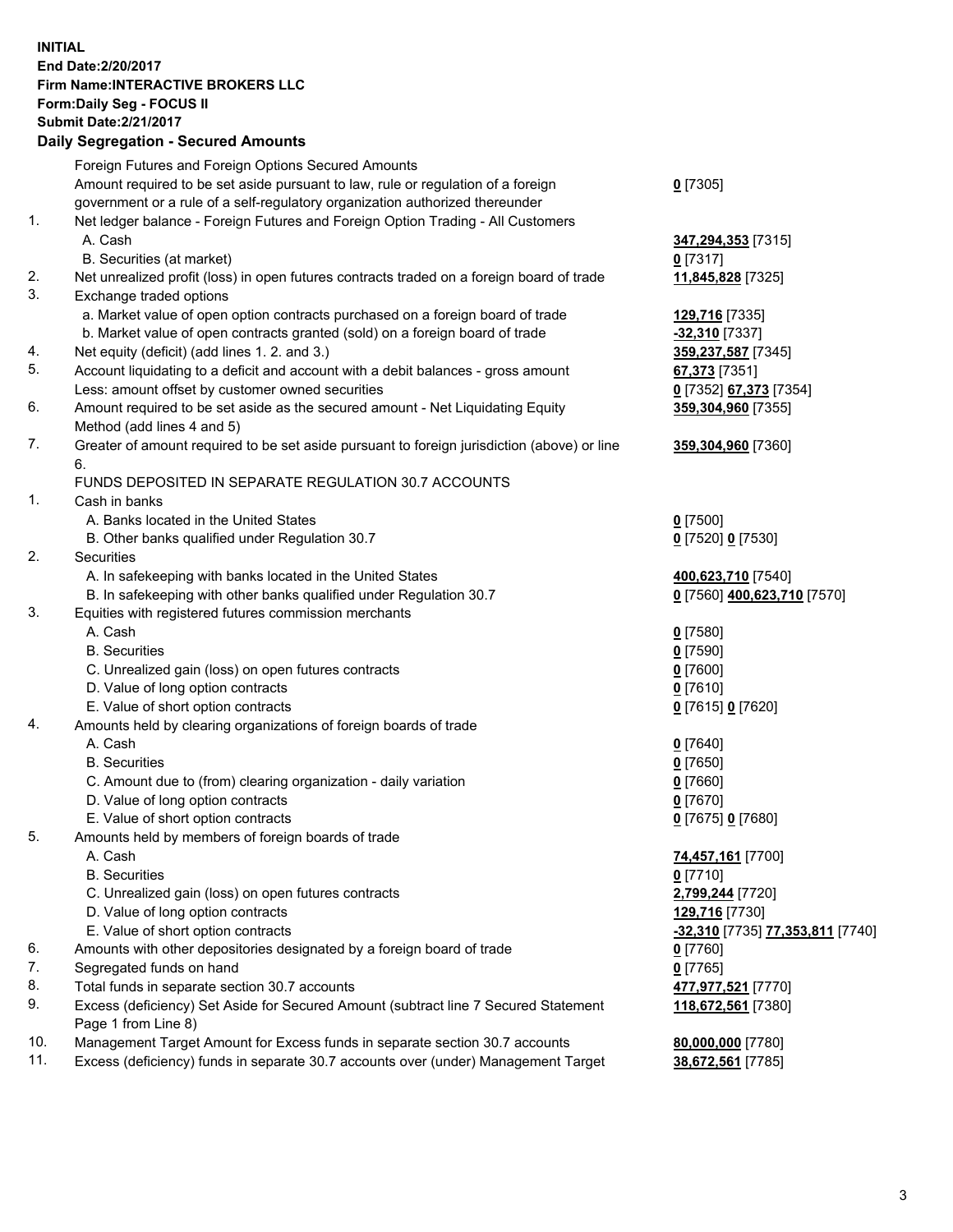**INITIAL**
**End Date:2/20/2017**
**Firm Name:INTERACTIVE BROKERS LLC**
**Form:Daily Seg - FOCUS II**
**Submit Date:2/21/2017**

**Daily Segregation - Secured Amounts**

| | | |
|---|---|---|
| | Foreign Futures and Foreign Options Secured Amounts | |
| | Amount required to be set aside pursuant to law, rule or regulation of a foreign government or a rule of a self-regulatory organization authorized thereunder | **0** [7305] |
| 1. | Net ledger balance - Foreign Futures and Foreign Option Trading - All Customers | |
| | A. Cash | **347,294,353** [7315] |
| | B. Securities (at market) | **0** [7317] |
| 2. | Net unrealized profit (loss) in open futures contracts traded on a foreign board of trade | **11,845,828** [7325] |
| 3. | Exchange traded options | |
| | a. Market value of open option contracts purchased on a foreign board of trade | **129,716** [7335] |
| | b. Market value of open contracts granted (sold) on a foreign board of trade | **-32,310** [7337] |
| 4. | Net equity (deficit) (add lines 1. 2. and 3.) | **359,237,587** [7345] |
| 5. | Account liquidating to a deficit and account with a debit balances - gross amount | **67,373** [7351] |
| | Less: amount offset by customer owned securities | **0** [7352] **67,373** [7354] |
| 6. | Amount required to be set aside as the secured amount - Net Liquidating Equity Method (add lines 4 and 5) | **359,304,960** [7355] |
| 7. | Greater of amount required to be set aside pursuant to foreign jurisdiction (above) or line 6. | **359,304,960** [7360] |
| | FUNDS DEPOSITED IN SEPARATE REGULATION 30.7 ACCOUNTS | |
| 1. | Cash in banks | |
| | A. Banks located in the United States | **0** [7500] |
| | B. Other banks qualified under Regulation 30.7 | **0** [7520] **0** [7530] |
| 2. | Securities | |
| | A. In safekeeping with banks located in the United States | **400,623,710** [7540] |
| | B. In safekeeping with other banks qualified under Regulation 30.7 | **0** [7560] **400,623,710** [7570] |
| 3. | Equities with registered futures commission merchants | |
| | A. Cash | **0** [7580] |
| | B. Securities | **0** [7590] |
| | C. Unrealized gain (loss) on open futures contracts | **0** [7600] |
| | D. Value of long option contracts | **0** [7610] |
| | E. Value of short option contracts | **0** [7615] **0** [7620] |
| 4. | Amounts held by clearing organizations of foreign boards of trade | |
| | A. Cash | **0** [7640] |
| | B. Securities | **0** [7650] |
| | C. Amount due to (from) clearing organization - daily variation | **0** [7660] |
| | D. Value of long option contracts | **0** [7670] |
| | E. Value of short option contracts | **0** [7675] **0** [7680] |
| 5. | Amounts held by members of foreign boards of trade | |
| | A. Cash | **74,457,161** [7700] |
| | B. Securities | **0** [7710] |
| | C. Unrealized gain (loss) on open futures contracts | **2,799,244** [7720] |
| | D. Value of long option contracts | **129,716** [7730] |
| | E. Value of short option contracts | **-32,310** [7735] **77,353,811** [7740] |
| 6. | Amounts with other depositories designated by a foreign board of trade | **0** [7760] |
| 7. | Segregated funds on hand | **0** [7765] |
| 8. | Total funds in separate section 30.7 accounts | **477,977,521** [7770] |
| 9. | Excess (deficiency) Set Aside for Secured Amount (subtract line 7 Secured Statement Page 1 from Line 8) | **118,672,561** [7380] |
| 10. | Management Target Amount for Excess funds in separate section 30.7 accounts | **80,000,000** [7780] |
| 11. | Excess (deficiency) funds in separate 30.7 accounts over (under) Management Target | **38,672,561** [7785] |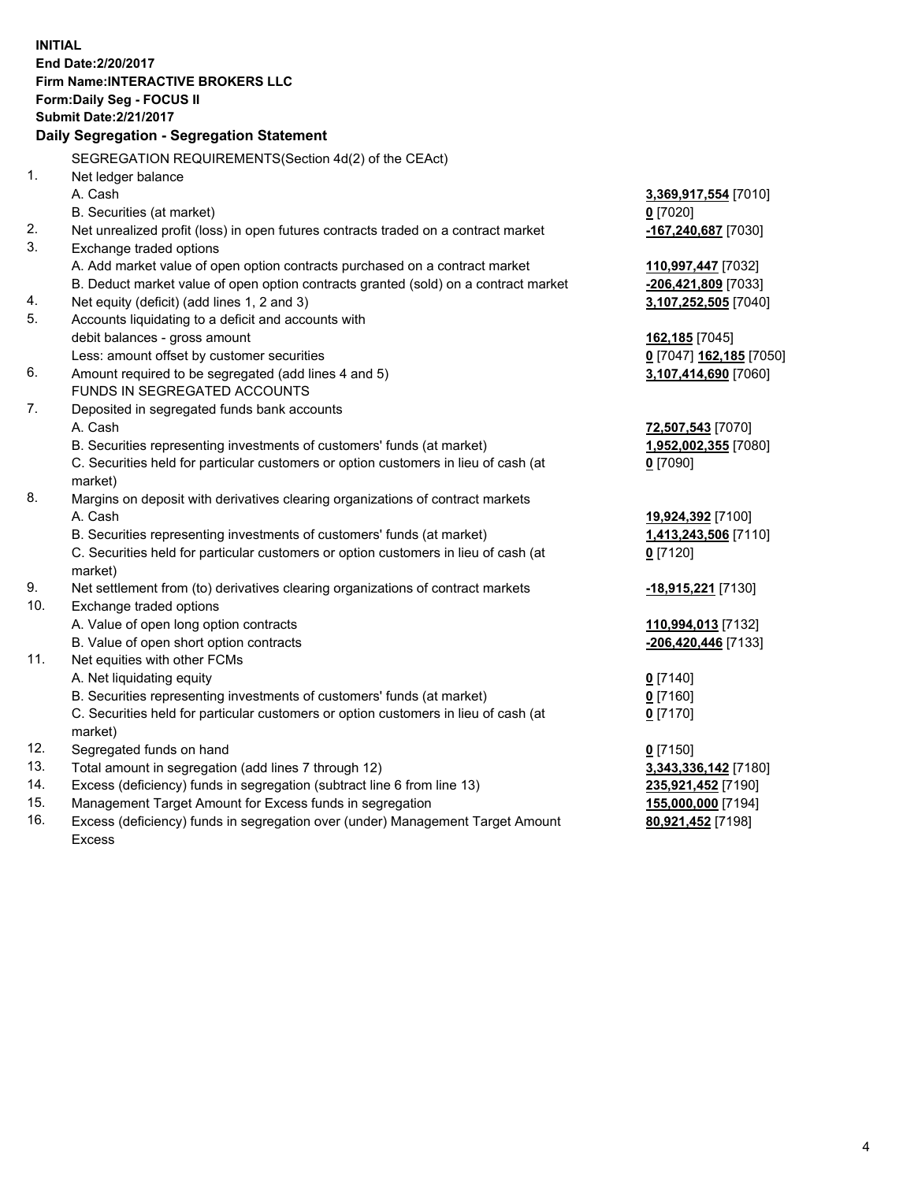**INITIAL**
**End Date:2/20/2017**
**Firm Name:INTERACTIVE BROKERS LLC**
**Form:Daily Seg - FOCUS II**
**Submit Date:2/21/2017**

**Daily Segregation - Segregation Statement**

SEGREGATION REQUIREMENTS(Section 4d(2) of the CEAct)

| | | |
|---|---|---|
| 1. | Net ledger balance | |
| | A. Cash | **3,369,917,554** [7010] |
| | B. Securities (at market) | **0** [7020] |
| 2. | Net unrealized profit (loss) in open futures contracts traded on a contract market | **-167,240,687** [7030] |
| 3. | Exchange traded options | |
| | A. Add market value of open option contracts purchased on a contract market | **110,997,447** [7032] |
| | B. Deduct market value of open option contracts granted (sold) on a contract market | **-206,421,809** [7033] |
| 4. | Net equity (deficit) (add lines 1, 2 and 3) | **3,107,252,505** [7040] |
| 5. | Accounts liquidating to a deficit and accounts with debit balances - gross amount | **162,185** [7045] |
| | Less: amount offset by customer securities | **0** [7047] **162,185** [7050] |
| 6. | Amount required to be segregated (add lines 4 and 5) | **3,107,414,690** [7060] |
| | FUNDS IN SEGREGATED ACCOUNTS | |
| 7. | Deposited in segregated funds bank accounts | |
| | A. Cash | **72,507,543** [7070] |
| | B. Securities representing investments of customers' funds (at market) | **1,952,002,355** [7080] |
| | C. Securities held for particular customers or option customers in lieu of cash (at market) | **0** [7090] |
| 8. | Margins on deposit with derivatives clearing organizations of contract markets | |
| | A. Cash | **19,924,392** [7100] |
| | B. Securities representing investments of customers' funds (at market) | **1,413,243,506** [7110] |
| | C. Securities held for particular customers or option customers in lieu of cash (at market) | **0** [7120] |
| 9. | Net settlement from (to) derivatives clearing organizations of contract markets | **-18,915,221** [7130] |
| 10. | Exchange traded options | |
| | A. Value of open long option contracts | **110,994,013** [7132] |
| | B. Value of open short option contracts | **-206,420,446** [7133] |
| 11. | Net equities with other FCMs | |
| | A. Net liquidating equity | **0** [7140] |
| | B. Securities representing investments of customers' funds (at market) | **0** [7160] |
| | C. Securities held for particular customers or option customers in lieu of cash (at market) | **0** [7170] |
| 12. | Segregated funds on hand | **0** [7150] |
| 13. | Total amount in segregation (add lines 7 through 12) | **3,343,336,142** [7180] |
| 14. | Excess (deficiency) funds in segregation (subtract line 6 from line 13) | **235,921,452** [7190] |
| 15. | Management Target Amount for Excess funds in segregation | **155,000,000** [7194] |
| 16. | Excess (deficiency) funds in segregation over (under) Management Target Amount Excess | **80,921,452** [7198] |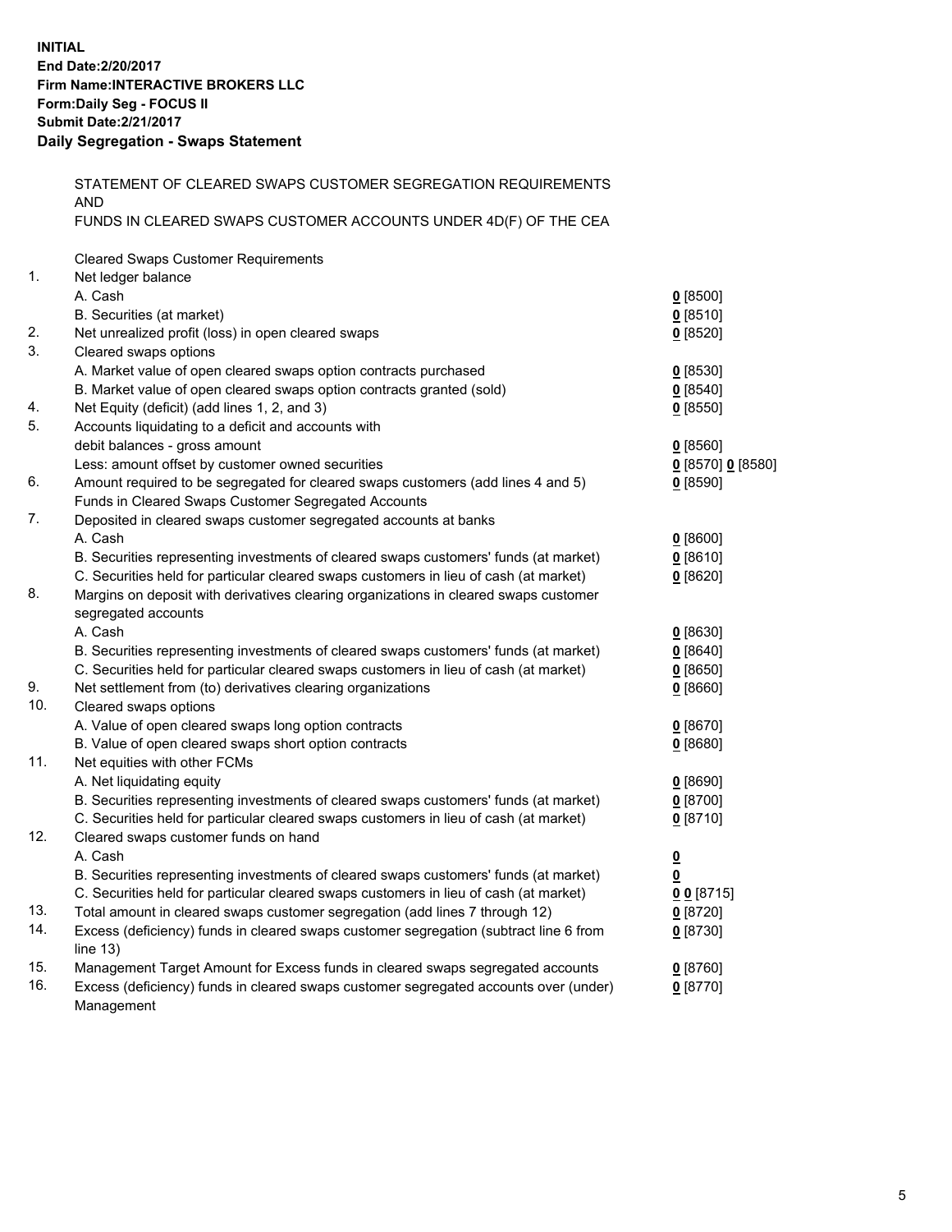**INITIAL**
**End Date:2/20/2017**
**Firm Name:INTERACTIVE BROKERS LLC**
**Form:Daily Seg - FOCUS II**
**Submit Date:2/21/2017**
**Daily Segregation - Swaps Statement**

STATEMENT OF CLEARED SWAPS CUSTOMER SEGREGATION REQUIREMENTS AND FUNDS IN CLEARED SWAPS CUSTOMER ACCOUNTS UNDER 4D(F) OF THE CEA

| | | |
|---|---|---|
| | Cleared Swaps Customer Requirements | |
| 1. | Net ledger balance | |
| | A. Cash | 0 [8500] |
| | B. Securities (at market) | 0 [8510] |
| 2. | Net unrealized profit (loss) in open cleared swaps | 0 [8520] |
| 3. | Cleared swaps options | |
| | A. Market value of open cleared swaps option contracts purchased | 0 [8530] |
| | B. Market value of open cleared swaps option contracts granted (sold) | 0 [8540] |
| 4. | Net Equity (deficit) (add lines 1, 2, and 3) | 0 [8550] |
| 5. | Accounts liquidating to a deficit and accounts with debit balances - gross amount | 0 [8560] |
| | Less: amount offset by customer owned securities | 0 [8570] 0 [8580] |
| 6. | Amount required to be segregated for cleared swaps customers (add lines 4 and 5) | 0 [8590] |
| | Funds in Cleared Swaps Customer Segregated Accounts | |
| 7. | Deposited in cleared swaps customer segregated accounts at banks | |
| | A. Cash | 0 [8600] |
| | B. Securities representing investments of cleared swaps customers' funds (at market) | 0 [8610] |
| | C. Securities held for particular cleared swaps customers in lieu of cash (at market) | 0 [8620] |
| 8. | Margins on deposit with derivatives clearing organizations in cleared swaps customer segregated accounts | |
| | A. Cash | 0 [8630] |
| | B. Securities representing investments of cleared swaps customers' funds (at market) | 0 [8640] |
| | C. Securities held for particular cleared swaps customers in lieu of cash (at market) | 0 [8650] |
| 9. | Net settlement from (to) derivatives clearing organizations | 0 [8660] |
| 10. | Cleared swaps options | |
| | A. Value of open cleared swaps long option contracts | 0 [8670] |
| | B. Value of open cleared swaps short option contracts | 0 [8680] |
| 11. | Net equities with other FCMs | |
| | A. Net liquidating equity | 0 [8690] |
| | B. Securities representing investments of cleared swaps customers' funds (at market) | 0 [8700] |
| | C. Securities held for particular cleared swaps customers in lieu of cash (at market) | 0 [8710] |
| 12. | Cleared swaps customer funds on hand | |
| | A. Cash | 0 |
| | B. Securities representing investments of cleared swaps customers' funds (at market) | 0 |
| | C. Securities held for particular cleared swaps customers in lieu of cash (at market) | 0 0 [8715] |
| 13. | Total amount in cleared swaps customer segregation (add lines 7 through 12) | 0 [8720] |
| 14. | Excess (deficiency) funds in cleared swaps customer segregation (subtract line 6 from line 13) | 0 [8730] |
| 15. | Management Target Amount for Excess funds in cleared swaps segregated accounts | 0 [8760] |
| 16. | Excess (deficiency) funds in cleared swaps customer segregated accounts over (under) Management | 0 [8770] |